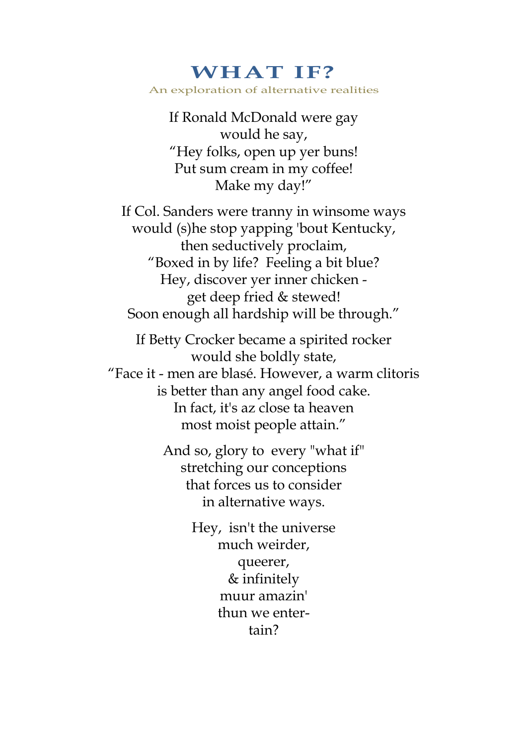# WHAT IF?

An exploration of alternative realities

If Ronald McDonald were gay
would he say,
"Hey folks, open up yer buns!
Put sum cream in my coffee!
Make my day!"

If Col. Sanders were tranny in winsome ways
would (s)he stop yapping 'bout Kentucky,
then seductively proclaim,
"Boxed in by life? Feeling a bit blue?
Hey, discover yer inner chicken -
get deep fried & stewed!
Soon enough all hardship will be through."

If Betty Crocker became a spirited rocker
would she boldly state,
"Face it - men are blasé. However, a warm clitoris
is better than any angel food cake.
In fact, it's az close ta heaven
most moist people attain."

And so, glory to every "what if"
stretching our conceptions
that forces us to consider
in alternative ways.

Hey, isn't the universe
much weirder,
queerer,
& infinitely
muur amazin'
thun we enter-
tain?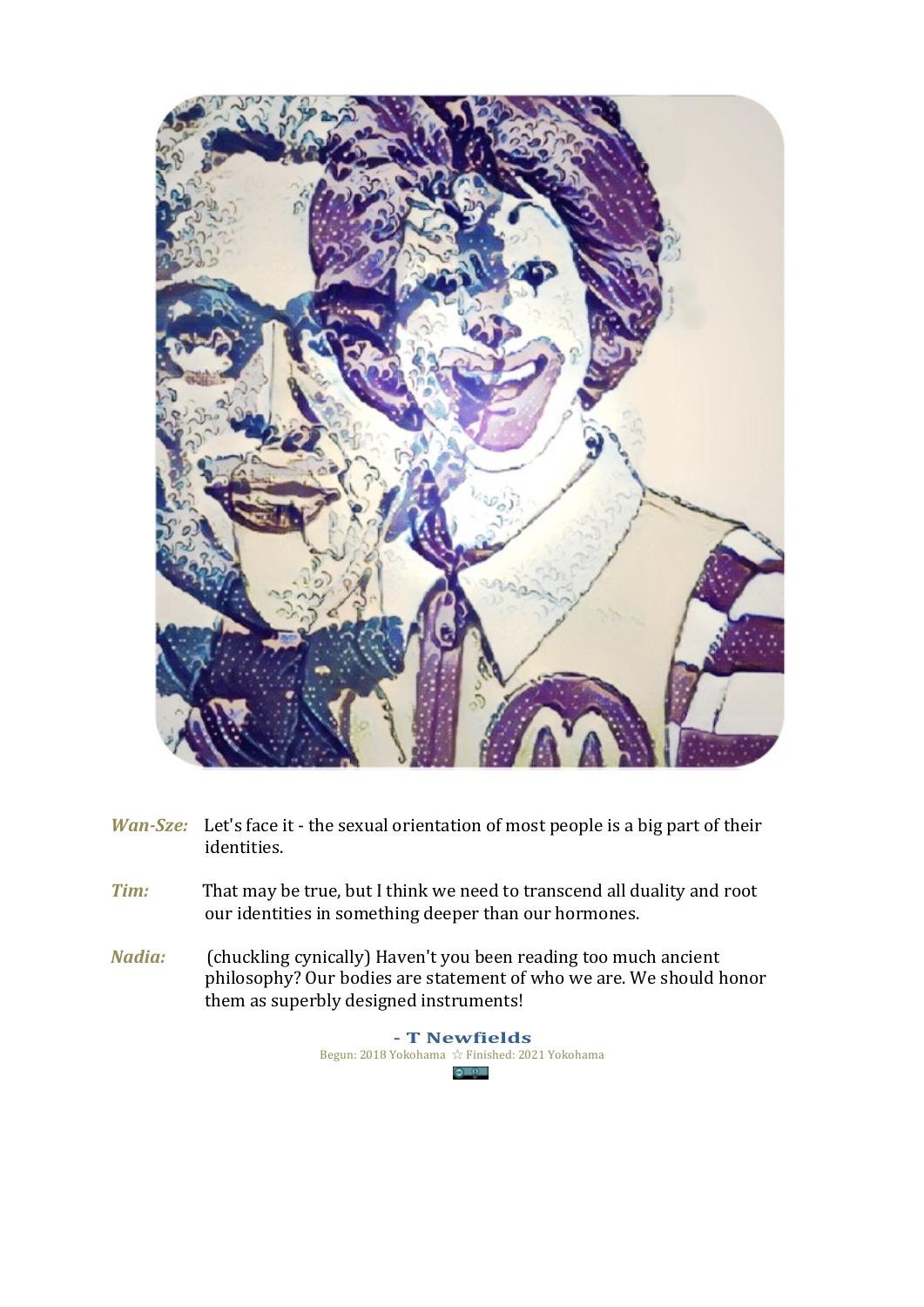***Wan-Sze:*** Let's face it - the sexual orientation of most people is a big part of their identities.

***Tim:*** That may be true, but I think we need to transcend all duality and root our identities in something deeper than our hormones.

***Nadia:*** (chuckling cynically) Haven't you been reading too much ancient philosophy? Our bodies are statement of who we are. We should honor them as superbly designed instruments!

**- T Newfields**

Begun: 2018 Yokohama ☆ Finished: 2021 Yokohama